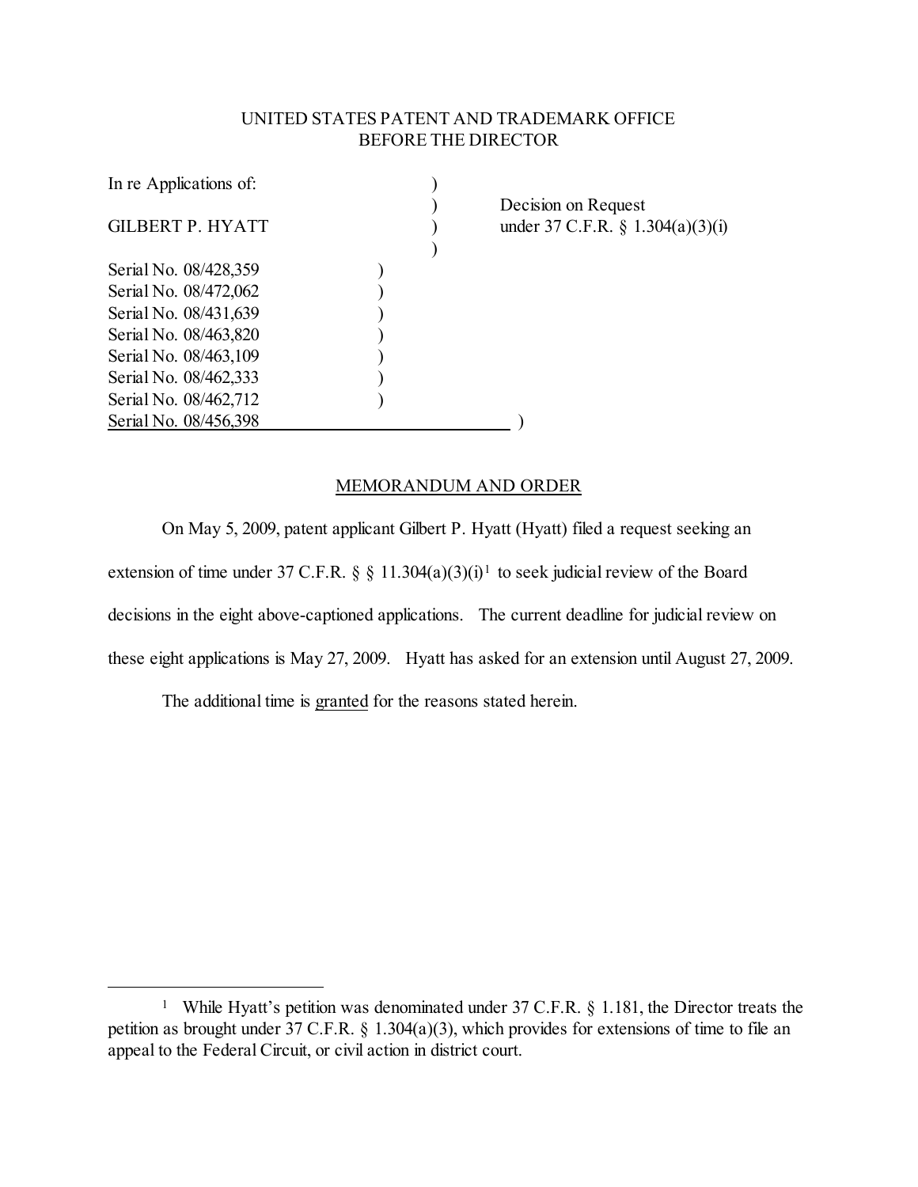UNITED STATES PATENT AND TRADEMARK OFFICE
BEFORE THE DIRECTOR

In re Applications of: )
 )
GILBERT P. HYATT ) Decision on Request under 37 C.F.R. § 1.304(a)(3)(i)
 )

Serial No. 08/428,359 )
Serial No. 08/472,062 )
Serial No. 08/431,639 )
Serial No. 08/463,820 )
Serial No. 08/463,109 )
Serial No. 08/462,333 )
Serial No. 08/462,712 )
Serial No. 08/456,398 )

## MEMORANDUM AND ORDER

On May 5, 2009, patent applicant Gilbert P. Hyatt (Hyatt) filed a request seeking an extension of time under 37 C.F.R. § § 11.304(a)(3)(i)[1] to seek judicial review of the Board decisions in the eight above-captioned applications. The current deadline for judicial review on these eight applications is May 27, 2009. Hyatt has asked for an extension until August 27, 2009.

The additional time is granted for the reasons stated herein.

[1] While Hyatt's petition was denominated under 37 C.F.R. § 1.181, the Director treats the petition as brought under 37 C.F.R. § 1.304(a)(3), which provides for extensions of time to file an appeal to the Federal Circuit, or civil action in district court.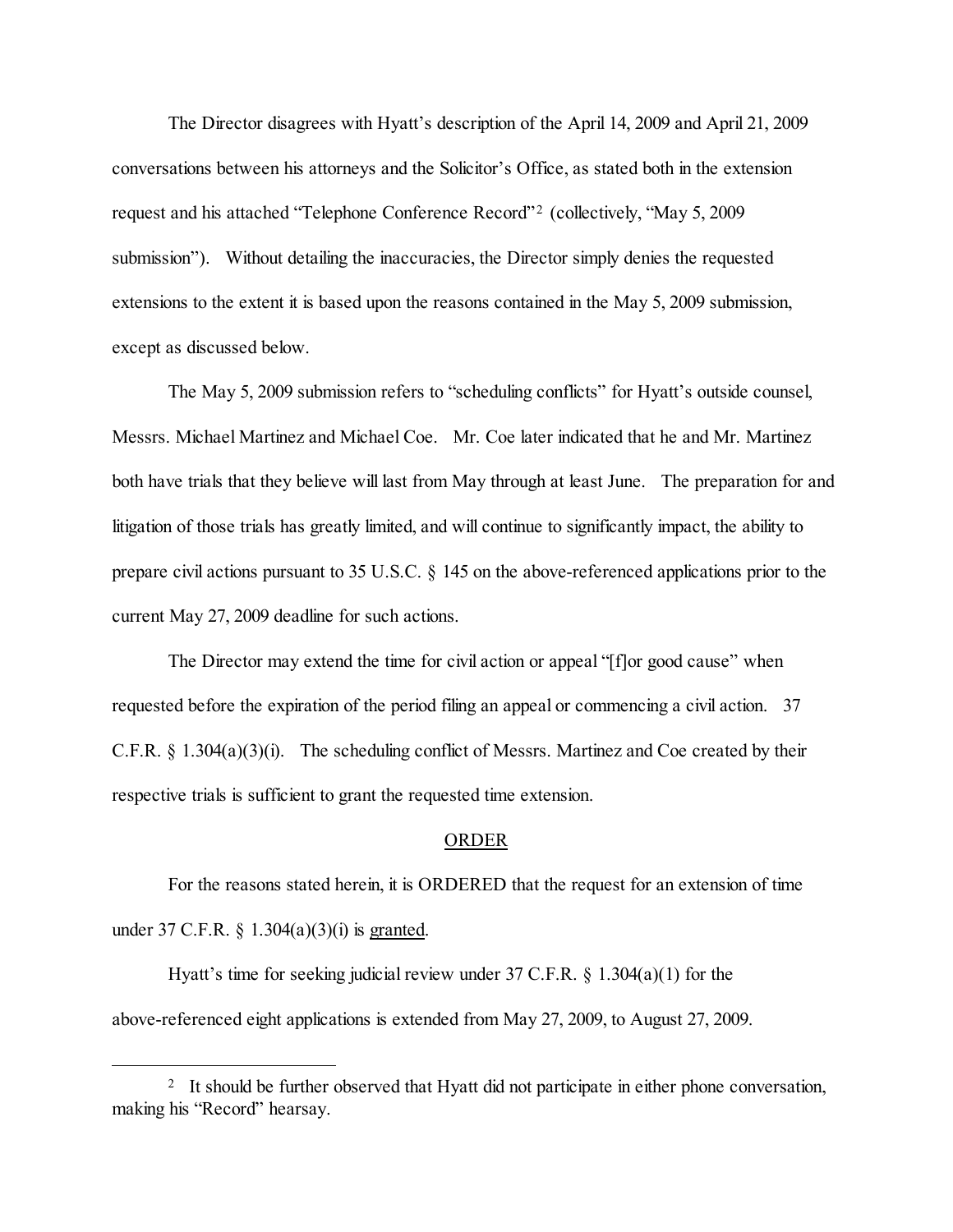The Director disagrees with Hyatt's description of the April 14, 2009 and April 21, 2009 conversations between his attorneys and the Solicitor's Office, as stated both in the extension request and his attached "Telephone Conference Record"[2] (collectively, "May 5, 2009 submission"). Without detailing the inaccuracies, the Director simply denies the requested extensions to the extent it is based upon the reasons contained in the May 5, 2009 submission, except as discussed below.

The May 5, 2009 submission refers to "scheduling conflicts" for Hyatt's outside counsel, Messrs. Michael Martinez and Michael Coe. Mr. Coe later indicated that he and Mr. Martinez both have trials that they believe will last from May through at least June. The preparation for and litigation of those trials has greatly limited, and will continue to significantly impact, the ability to prepare civil actions pursuant to 35 U.S.C. § 145 on the above-referenced applications prior to the current May 27, 2009 deadline for such actions.

The Director may extend the time for civil action or appeal "[f]or good cause" when requested before the expiration of the period filing an appeal or commencing a civil action. 37 C.F.R. § 1.304(a)(3)(i). The scheduling conflict of Messrs. Martinez and Coe created by their respective trials is sufficient to grant the requested time extension.

## ORDER

For the reasons stated herein, it is ORDERED that the request for an extension of time under 37 C.F.R. § 1.304(a)(3)(i) is granted.

Hyatt's time for seeking judicial review under 37 C.F.R. § 1.304(a)(1) for the above-referenced eight applications is extended from May 27, 2009, to August 27, 2009.

[2] It should be further observed that Hyatt did not participate in either phone conversation, making his "Record" hearsay.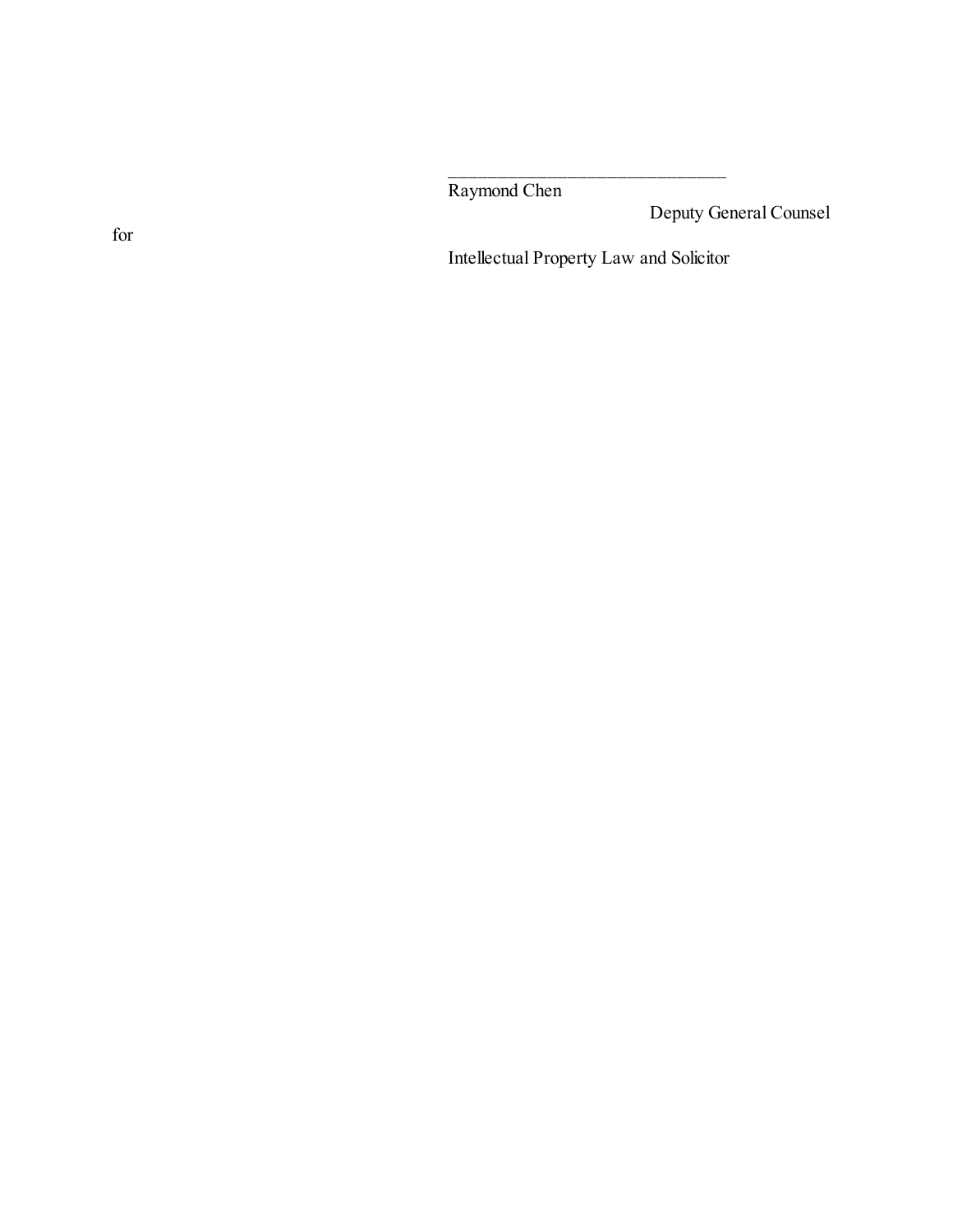\_\_\_\_\_\_\_\_\_\_\_\_\_\_\_\_\_\_\_\_\_\_\_\_\_\_\_\_\_\_

Raymond Chen

Deputy General Counsel

for

Intellectual Property Law and Solicitor